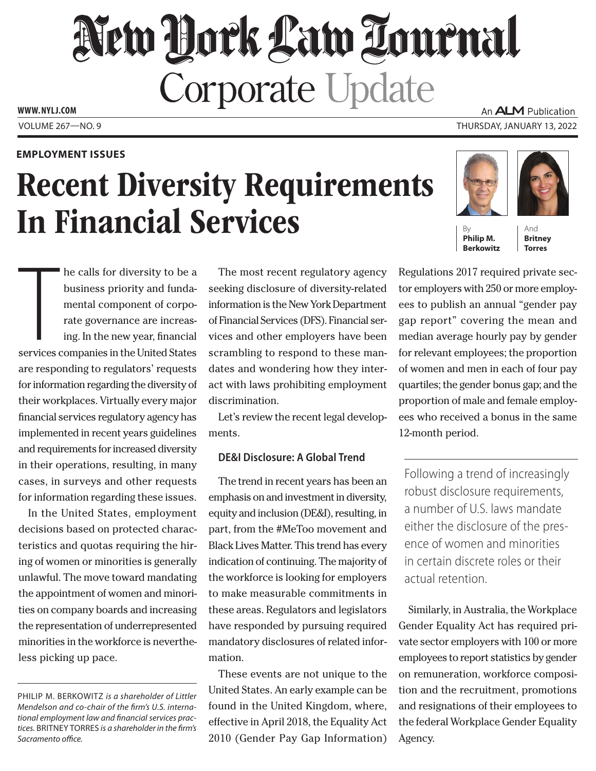# New York Law Journal

## Corporate Update

EMPLOYMENT ISSUES

# Recent Diversity Requirements In Financial Services

By **Philip M. Berkowitz** And **Britney Torres**

The calls for diversity to be a business priority and fundamental component of corporate governance are increasing. In the new year, financial services companies in the United States are responding to regulators' requests for information regarding the diversity of their workplaces. Virtually every major financial services regulatory agency has implemented in recent years guidelines and requirements for increased diversity in their operations, resulting, in many cases, in surveys and other requests for information regarding these issues.

In the United States, employment decisions based on protected characteristics and quotas requiring the hiring of women or minorities is generally unlawful. The move toward mandating the appointment of women and minorities on company boards and increasing the representation of underrepresented minorities in the workforce is nevertheless picking up pace.

The most recent regulatory agency seeking disclosure of diversity-related information is the New York Department of Financial Services (DFS). Financial services and other employers have been scrambling to respond to these mandates and wondering how they interact with laws prohibiting employment discrimination.

Let's review the recent legal developments.

### DE&I Disclosure: A Global Trend

The trend in recent years has been an emphasis on and investment in diversity, equity and inclusion (DE&I), resulting, in part, from the #MeToo movement and Black Lives Matter. This trend has every indication of continuing. The majority of the workforce is looking for employers to make measurable commitments in these areas. Regulators and legislators have responded by pursuing required mandatory disclosures of related information.

These events are not unique to the United States. An early example can be found in the United Kingdom, where, effective in April 2018, the Equality Act 2010 (Gender Pay Gap Information) Regulations 2017 required private sector employers with 250 or more employees to publish an annual "gender pay gap report" covering the mean and median average hourly pay by gender for relevant employees; the proportion of women and men in each of four pay quartiles; the gender bonus gap; and the proportion of male and female employees who received a bonus in the same 12-month period.

> Following a trend of increasingly robust disclosure requirements, a number of U.S. laws mandate either the disclosure of the presence of women and minorities in certain discrete roles or their actual retention.

Similarly, in Australia, the Workplace Gender Equality Act has required private sector employers with 100 or more employees to report statistics by gender on remuneration, workforce composition and the recruitment, promotions and resignations of their employees to the federal Workplace Gender Equality Agency.

---

PHILIP M. BERKOWITZ *is a shareholder of Littler Mendelson and co-chair of the firm's U.S. international employment law and financial services practices.* BRITNEY TORRES *is a shareholder in the firm's Sacramento office.*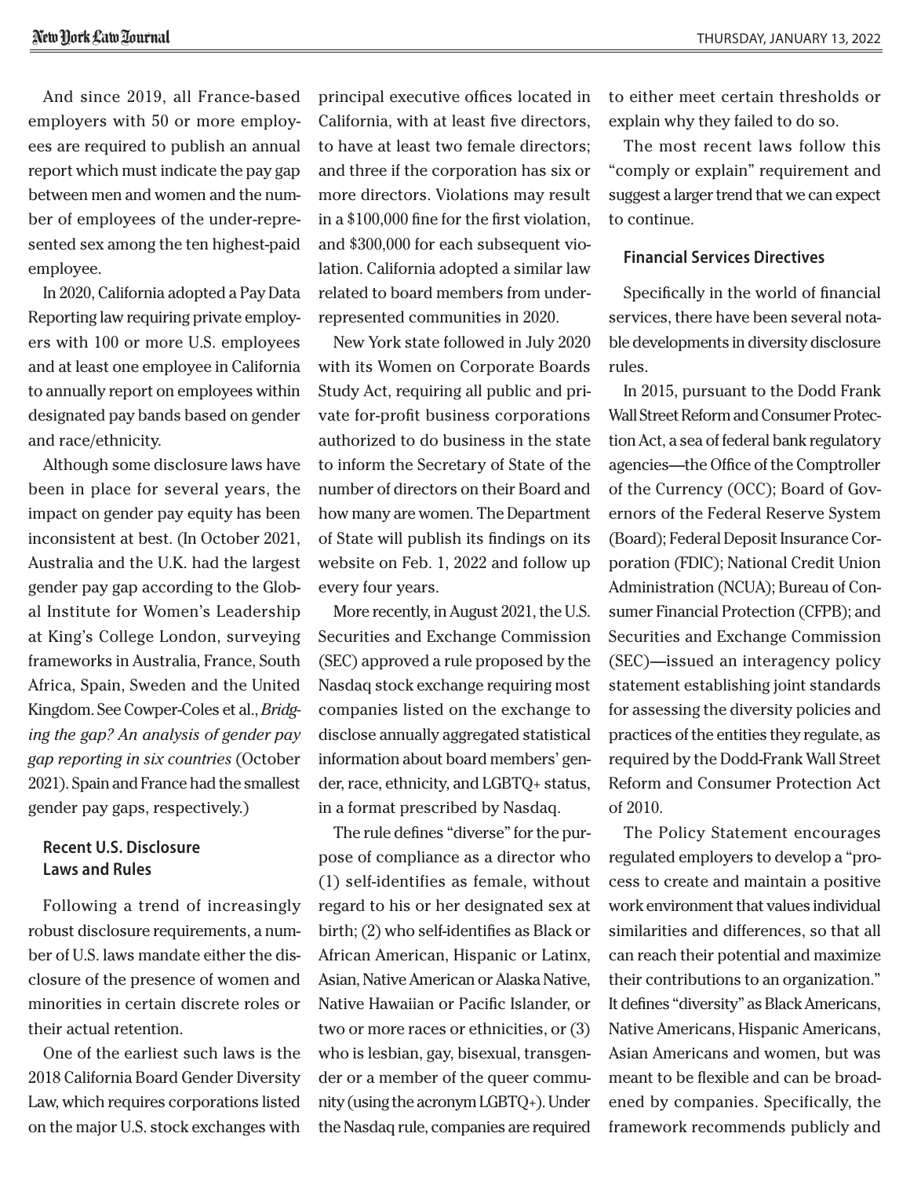And since 2019, all France-based employers with 50 or more employees are required to publish an annual report which must indicate the pay gap between men and women and the number of employees of the under-represented sex among the ten highest-paid employee.

In 2020, California adopted a Pay Data Reporting law requiring private employers with 100 or more U.S. employees and at least one employee in California to annually report on employees within designated pay bands based on gender and race/ethnicity.

Although some disclosure laws have been in place for several years, the impact on gender pay equity has been inconsistent at best. (In October 2021, Australia and the U.K. had the largest gender pay gap according to the Global Institute for Women's Leadership at King's College London, surveying frameworks in Australia, France, South Africa, Spain, Sweden and the United Kingdom. See Cowper-Coles et al., *Bridging the gap? An analysis of gender pay gap reporting in six countries* (October 2021). Spain and France had the smallest gender pay gaps, respectively.)

## Recent U.S. Disclosure Laws and Rules

Following a trend of increasingly robust disclosure requirements, a number of U.S. laws mandate either the disclosure of the presence of women and minorities in certain discrete roles or their actual retention.

One of the earliest such laws is the 2018 California Board Gender Diversity Law, which requires corporations listed on the major U.S. stock exchanges with principal executive offices located in California, with at least five directors, to have at least two female directors; and three if the corporation has six or more directors. Violations may result in a $100,000 fine for the first violation, and $300,000 for each subsequent violation. California adopted a similar law related to board members from underrepresented communities in 2020.

New York state followed in July 2020 with its Women on Corporate Boards Study Act, requiring all public and private for-profit business corporations authorized to do business in the state to inform the Secretary of State of the number of directors on their Board and how many are women. The Department of State will publish its findings on its website on Feb. 1, 2022 and follow up every four years.

More recently, in August 2021, the U.S. Securities and Exchange Commission (SEC) approved a rule proposed by the Nasdaq stock exchange requiring most companies listed on the exchange to disclose annually aggregated statistical information about board members' gender, race, ethnicity, and LGBTQ+ status, in a format prescribed by Nasdaq.

The rule defines "diverse" for the purpose of compliance as a director who (1) self-identifies as female, without regard to his or her designated sex at birth; (2) who self-identifies as Black or African American, Hispanic or Latinx, Asian, Native American or Alaska Native, Native Hawaiian or Pacific Islander, or two or more races or ethnicities, or (3) who is lesbian, gay, bisexual, transgender or a member of the queer community (using the acronym LGBTQ+). Under the Nasdaq rule, companies are required to either meet certain thresholds or explain why they failed to do so.

The most recent laws follow this "comply or explain" requirement and suggest a larger trend that we can expect to continue.

## Financial Services Directives

Specifically in the world of financial services, there have been several notable developments in diversity disclosure rules.

In 2015, pursuant to the Dodd Frank Wall Street Reform and Consumer Protection Act, a sea of federal bank regulatory agencies—the Office of the Comptroller of the Currency (OCC); Board of Governors of the Federal Reserve System (Board); Federal Deposit Insurance Corporation (FDIC); National Credit Union Administration (NCUA); Bureau of Consumer Financial Protection (CFPB); and Securities and Exchange Commission (SEC)—issued an interagency policy statement establishing joint standards for assessing the diversity policies and practices of the entities they regulate, as required by the Dodd-Frank Wall Street Reform and Consumer Protection Act of 2010.

The Policy Statement encourages regulated employers to develop a "process to create and maintain a positive work environment that values individual similarities and differences, so that all can reach their potential and maximize their contributions to an organization." It defines "diversity" as Black Americans, Native Americans, Hispanic Americans, Asian Americans and women, but was meant to be flexible and can be broadened by companies. Specifically, the framework recommends publicly and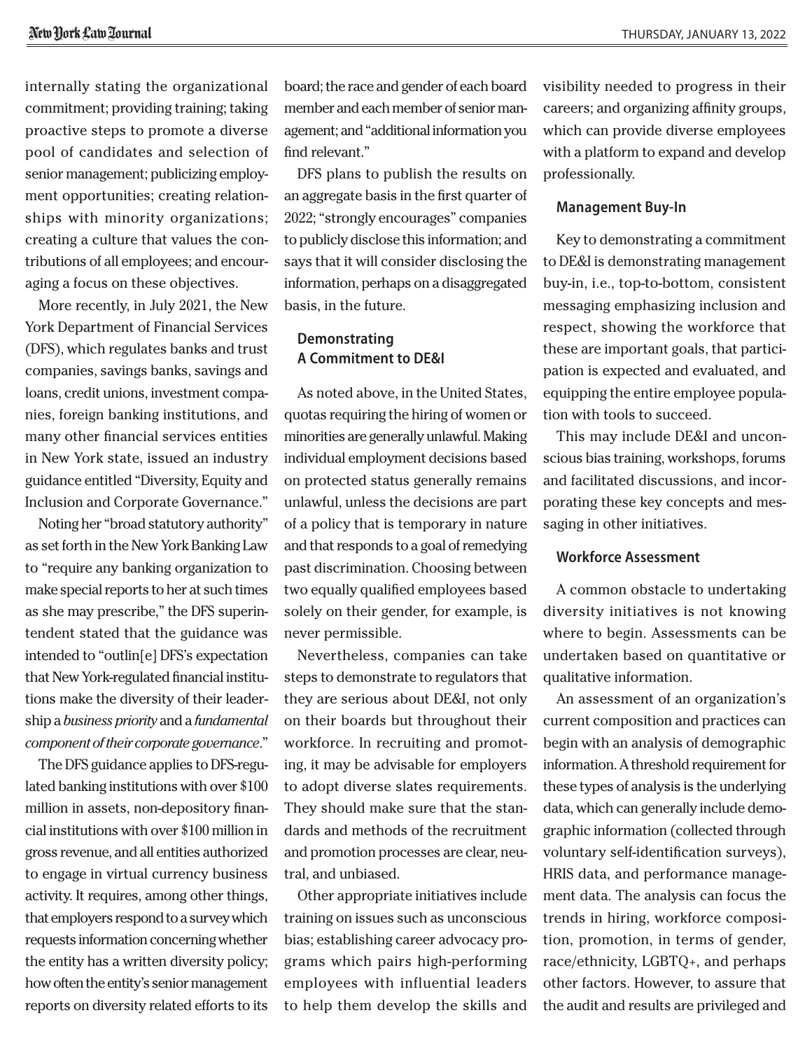internally stating the organizational commitment; providing training; taking proactive steps to promote a diverse pool of candidates and selection of senior management; publicizing employment opportunities; creating relationships with minority organizations; creating a culture that values the contributions of all employees; and encouraging a focus on these objectives.

More recently, in July 2021, the New York Department of Financial Services (DFS), which regulates banks and trust companies, savings banks, savings and loans, credit unions, investment companies, foreign banking institutions, and many other financial services entities in New York state, issued an industry guidance entitled "Diversity, Equity and Inclusion and Corporate Governance."

Noting her "broad statutory authority" as set forth in the New York Banking Law to "require any banking organization to make special reports to her at such times as she may prescribe," the DFS superintendent stated that the guidance was intended to "outlin[e] DFS's expectation that New York-regulated financial institutions make the diversity of their leadership a *business priority* and a *fundamental component of their corporate governance*."

The DFS guidance applies to DFS-regulated banking institutions with over $100 million in assets, non-depository financial institutions with over $100 million in gross revenue, and all entities authorized to engage in virtual currency business activity. It requires, among other things, that employers respond to a survey which requests information concerning whether the entity has a written diversity policy; how often the entity's senior management reports on diversity related efforts to its board; the race and gender of each board member and each member of senior management; and "additional information you find relevant."

DFS plans to publish the results on an aggregate basis in the first quarter of 2022; "strongly encourages" companies to publicly disclose this information; and says that it will consider disclosing the information, perhaps on a disaggregated basis, in the future.

### Demonstrating A Commitment to DE&I

As noted above, in the United States, quotas requiring the hiring of women or minorities are generally unlawful. Making individual employment decisions based on protected status generally remains unlawful, unless the decisions are part of a policy that is temporary in nature and that responds to a goal of remedying past discrimination. Choosing between two equally qualified employees based solely on their gender, for example, is never permissible.

Nevertheless, companies can take steps to demonstrate to regulators that they are serious about DE&I, not only on their boards but throughout their workforce. In recruiting and promoting, it may be advisable for employers to adopt diverse slates requirements. They should make sure that the standards and methods of the recruitment and promotion processes are clear, neutral, and unbiased.

Other appropriate initiatives include training on issues such as unconscious bias; establishing career advocacy programs which pairs high-performing employees with influential leaders to help them develop the skills and visibility needed to progress in their careers; and organizing affinity groups, which can provide diverse employees with a platform to expand and develop professionally.

### Management Buy-In

Key to demonstrating a commitment to DE&I is demonstrating management buy-in, i.e., top-to-bottom, consistent messaging emphasizing inclusion and respect, showing the workforce that these are important goals, that participation is expected and evaluated, and equipping the entire employee population with tools to succeed.

This may include DE&I and unconscious bias training, workshops, forums and facilitated discussions, and incorporating these key concepts and messaging in other initiatives.

### Workforce Assessment

A common obstacle to undertaking diversity initiatives is not knowing where to begin. Assessments can be undertaken based on quantitative or qualitative information.

An assessment of an organization's current composition and practices can begin with an analysis of demographic information. A threshold requirement for these types of analysis is the underlying data, which can generally include demographic information (collected through voluntary self-identification surveys), HRIS data, and performance management data. The analysis can focus the trends in hiring, workforce composition, promotion, in terms of gender, race/ethnicity, LGBTQ+, and perhaps other factors. However, to assure that the audit and results are privileged and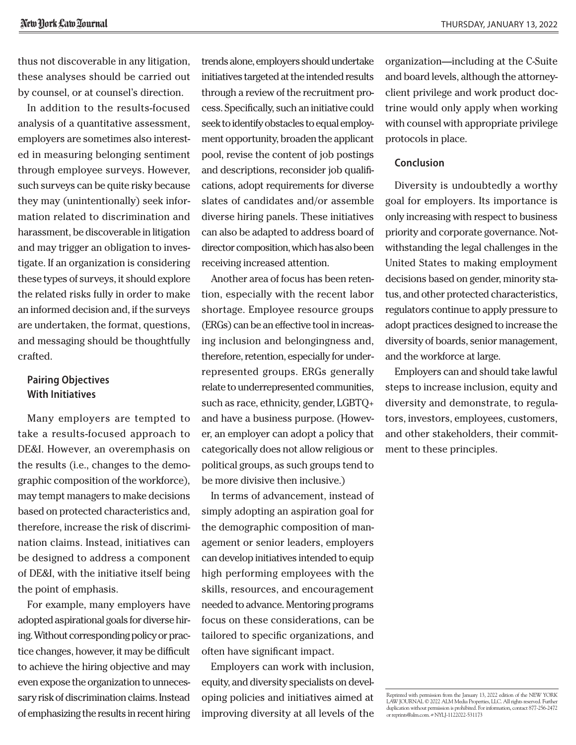thus not discoverable in any litigation, these analyses should be carried out by counsel, or at counsel's direction.

In addition to the results-focused analysis of a quantitative assessment, employers are sometimes also interested in measuring belonging sentiment through employee surveys. However, such surveys can be quite risky because they may (unintentionally) seek information related to discrimination and harassment, be discoverable in litigation and may trigger an obligation to investigate. If an organization is considering these types of surveys, it should explore the related risks fully in order to make an informed decision and, if the surveys are undertaken, the format, questions, and messaging should be thoughtfully crafted.

## Pairing Objectives With Initiatives

Many employers are tempted to take a results-focused approach to DE&I. However, an overemphasis on the results (i.e., changes to the demographic composition of the workforce), may tempt managers to make decisions based on protected characteristics and, therefore, increase the risk of discrimination claims. Instead, initiatives can be designed to address a component of DE&I, with the initiative itself being the point of emphasis.

For example, many employers have adopted aspirational goals for diverse hiring. Without corresponding policy or practice changes, however, it may be difficult to achieve the hiring objective and may even expose the organization to unnecessary risk of discrimination claims. Instead of emphasizing the results in recent hiring trends alone, employers should undertake initiatives targeted at the intended results through a review of the recruitment process. Specifically, such an initiative could seek to identify obstacles to equal employment opportunity, broaden the applicant pool, revise the content of job postings and descriptions, reconsider job qualifications, adopt requirements for diverse slates of candidates and/or assemble diverse hiring panels. These initiatives can also be adapted to address board of director composition, which has also been receiving increased attention.

Another area of focus has been retention, especially with the recent labor shortage. Employee resource groups (ERGs) can be an effective tool in increasing inclusion and belongingness and, therefore, retention, especially for underrepresented groups. ERGs generally relate to underrepresented communities, such as race, ethnicity, gender, LGBTQ+ and have a business purpose. (However, an employer can adopt a policy that categorically does not allow religious or political groups, as such groups tend to be more divisive then inclusive.)

In terms of advancement, instead of simply adopting an aspiration goal for the demographic composition of management or senior leaders, employers can develop initiatives intended to equip high performing employees with the skills, resources, and encouragement needed to advance. Mentoring programs focus on these considerations, can be tailored to specific organizations, and often have significant impact.

Employers can work with inclusion, equity, and diversity specialists on developing policies and initiatives aimed at improving diversity at all levels of the organization—including at the C-Suite and board levels, although the attorney-client privilege and work product doctrine would only apply when working with counsel with appropriate privilege protocols in place.

## Conclusion

Diversity is undoubtedly a worthy goal for employers. Its importance is only increasing with respect to business priority and corporate governance. Notwithstanding the legal challenges in the United States to making employment decisions based on gender, minority status, and other protected characteristics, regulators continue to apply pressure to adopt practices designed to increase the diversity of boards, senior management, and the workforce at large.

Employers can and should take lawful steps to increase inclusion, equity and diversity and demonstrate, to regulators, investors, employees, customers, and other stakeholders, their commitment to these principles.

Reprinted with permission from the January 13, 2022 edition of the NEW YORK LAW JOURNAL © 2022 ALM Media Properties, LLC. All rights reserved. Further duplication without permission is prohibited. For information, contact 877-256-2472 or reprints@alm.com. # NYLJ-1122022-531173